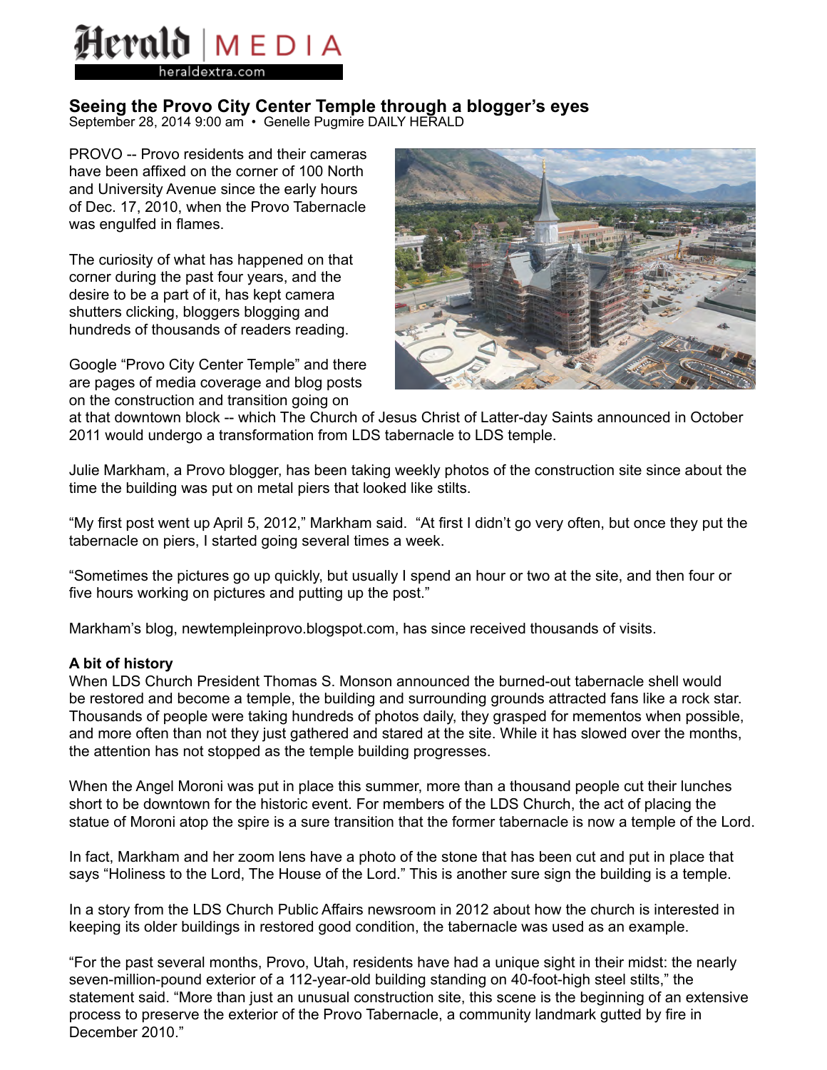# Seeing the Provo City Center Temple through a blogger's eyes

September 28, 2014 9:00 am • Genelle Pugmire DAILY HERALD

PROVO -- Provo residents and their cameras have been affixed on the corner of 100 North and University Avenue since the early hours of Dec. 17, 2010, when the Provo Tabernacle was engulfed in flames.

The curiosity of what has happened on that corner during the past four years, and the desire to be a part of it, has kept camera shutters clicking, bloggers blogging and hundreds of thousands of readers reading.

Google "Provo City Center Temple" and there are pages of media coverage and blog posts on the construction and transition going on at that downtown block -- which The Church of Jesus Christ of Latter-day Saints announced in October 2011 would undergo a transformation from LDS tabernacle to LDS temple.

Julie Markham, a Provo blogger, has been taking weekly photos of the construction site since about the time the building was put on metal piers that looked like stilts.

"My first post went up April 5, 2012," Markham said. "At first I didn't go very often, but once they put the tabernacle on piers, I started going several times a week.

"Sometimes the pictures go up quickly, but usually I spend an hour or two at the site, and then four or five hours working on pictures and putting up the post."

Markham's blog, newtempleinprovo.blogspot.com, has since received thousands of visits.

**A bit of history**

When LDS Church President Thomas S. Monson announced the burned-out tabernacle shell would be restored and become a temple, the building and surrounding grounds attracted fans like a rock star. Thousands of people were taking hundreds of photos daily, they grasped for mementos when possible, and more often than not they just gathered and stared at the site. While it has slowed over the months, the attention has not stopped as the temple building progresses.

When the Angel Moroni was put in place this summer, more than a thousand people cut their lunches short to be downtown for the historic event. For members of the LDS Church, the act of placing the statue of Moroni atop the spire is a sure transition that the former tabernacle is now a temple of the Lord.

In fact, Markham and her zoom lens have a photo of the stone that has been cut and put in place that says "Holiness to the Lord, The House of the Lord." This is another sure sign the building is a temple.

In a story from the LDS Church Public Affairs newsroom in 2012 about how the church is interested in keeping its older buildings in restored good condition, the tabernacle was used as an example.

"For the past several months, Provo, Utah, residents have had a unique sight in their midst: the nearly seven-million-pound exterior of a 112-year-old building standing on 40-foot-high steel stilts," the statement said. "More than just an unusual construction site, this scene is the beginning of an extensive process to preserve the exterior of the Provo Tabernacle, a community landmark gutted by fire in December 2010."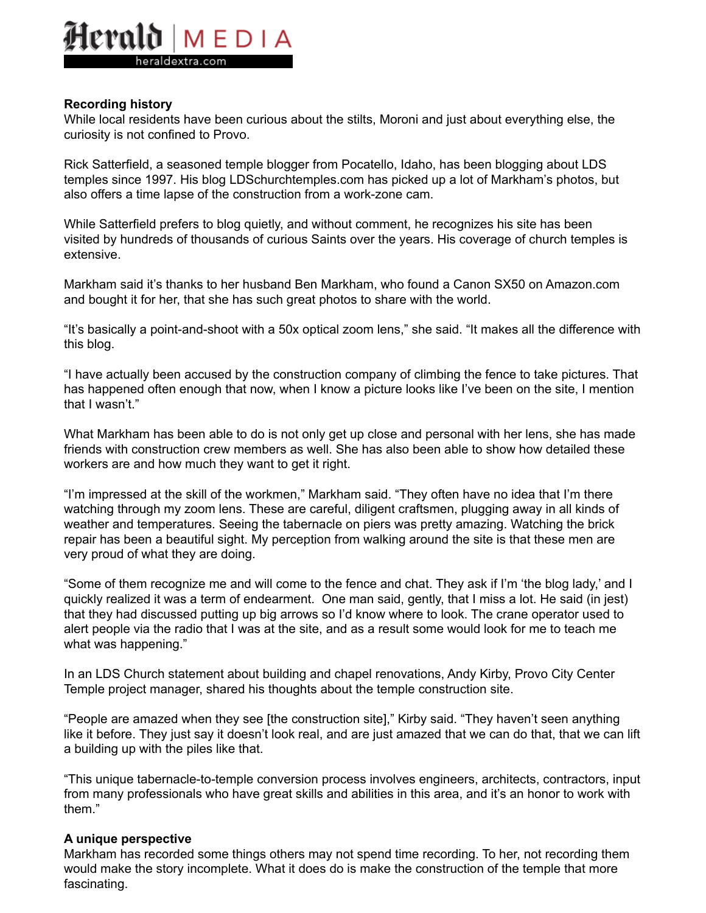### Recording history

While local residents have been curious about the stilts, Moroni and just about everything else, the curiosity is not confined to Provo.

Rick Satterfield, a seasoned temple blogger from Pocatello, Idaho, has been blogging about LDS temples since 1997. His blog LDSchurchtemples.com has picked up a lot of Markham's photos, but also offers a time lapse of the construction from a work-zone cam.

While Satterfield prefers to blog quietly, and without comment, he recognizes his site has been visited by hundreds of thousands of curious Saints over the years. His coverage of church temples is extensive.

Markham said it's thanks to her husband Ben Markham, who found a Canon SX50 on Amazon.com and bought it for her, that she has such great photos to share with the world.

"It's basically a point-and-shoot with a 50x optical zoom lens," she said. "It makes all the difference with this blog.

"I have actually been accused by the construction company of climbing the fence to take pictures. That has happened often enough that now, when I know a picture looks like I've been on the site, I mention that I wasn't."

What Markham has been able to do is not only get up close and personal with her lens, she has made friends with construction crew members as well. She has also been able to show how detailed these workers are and how much they want to get it right.

"I'm impressed at the skill of the workmen," Markham said. "They often have no idea that I'm there watching through my zoom lens. These are careful, diligent craftsmen, plugging away in all kinds of weather and temperatures. Seeing the tabernacle on piers was pretty amazing. Watching the brick repair has been a beautiful sight. My perception from walking around the site is that these men are very proud of what they are doing.

"Some of them recognize me and will come to the fence and chat. They ask if I'm 'the blog lady,' and I quickly realized it was a term of endearment. One man said, gently, that I miss a lot. He said (in jest) that they had discussed putting up big arrows so I'd know where to look. The crane operator used to alert people via the radio that I was at the site, and as a result some would look for me to teach me what was happening."

In an LDS Church statement about building and chapel renovations, Andy Kirby, Provo City Center Temple project manager, shared his thoughts about the temple construction site.

"People are amazed when they see [the construction site]," Kirby said. "They haven't seen anything like it before. They just say it doesn't look real, and are just amazed that we can do that, that we can lift a building up with the piles like that.

"This unique tabernacle-to-temple conversion process involves engineers, architects, contractors, input from many professionals who have great skills and abilities in this area, and it's an honor to work with them."

### A unique perspective

Markham has recorded some things others may not spend time recording. To her, not recording them would make the story incomplete. What it does do is make the construction of the temple that more fascinating.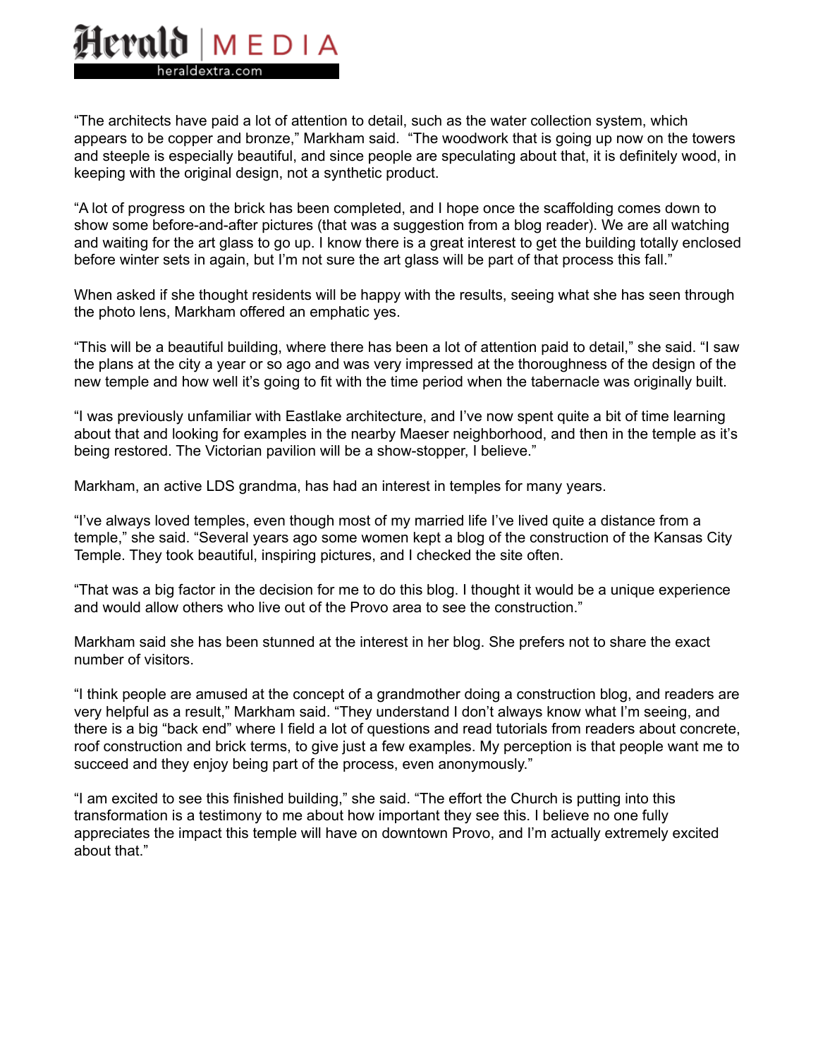"The architects have paid a lot of attention to detail, such as the water collection system, which appears to be copper and bronze," Markham said.  "The woodwork that is going up now on the towers and steeple is especially beautiful, and since people are speculating about that, it is definitely wood, in keeping with the original design, not a synthetic product.

"A lot of progress on the brick has been completed, and I hope once the scaffolding comes down to show some before-and-after pictures (that was a suggestion from a blog reader). We are all watching and waiting for the art glass to go up. I know there is a great interest to get the building totally enclosed before winter sets in again, but I'm not sure the art glass will be part of that process this fall."

When asked if she thought residents will be happy with the results, seeing what she has seen through the photo lens, Markham offered an emphatic yes.

"This will be a beautiful building, where there has been a lot of attention paid to detail," she said. "I saw the plans at the city a year or so ago and was very impressed at the thoroughness of the design of the new temple and how well it's going to fit with the time period when the tabernacle was originally built.

"I was previously unfamiliar with Eastlake architecture, and I've now spent quite a bit of time learning about that and looking for examples in the nearby Maeser neighborhood, and then in the temple as it's being restored. The Victorian pavilion will be a show-stopper, I believe."

Markham, an active LDS grandma, has had an interest in temples for many years.

"I've always loved temples, even though most of my married life I've lived quite a distance from a temple," she said. "Several years ago some women kept a blog of the construction of the Kansas City Temple. They took beautiful, inspiring pictures, and I checked the site often.

"That was a big factor in the decision for me to do this blog. I thought it would be a unique experience and would allow others who live out of the Provo area to see the construction."

Markham said she has been stunned at the interest in her blog. She prefers not to share the exact number of visitors.

"I think people are amused at the concept of a grandmother doing a construction blog, and readers are very helpful as a result," Markham said. "They understand I don't always know what I'm seeing, and there is a big "back end" where I field a lot of questions and read tutorials from readers about concrete, roof construction and brick terms, to give just a few examples. My perception is that people want me to succeed and they enjoy being part of the process, even anonymously."

"I am excited to see this finished building," she said. "The effort the Church is putting into this transformation is a testimony to me about how important they see this. I believe no one fully appreciates the impact this temple will have on downtown Provo, and I'm actually extremely excited about that."